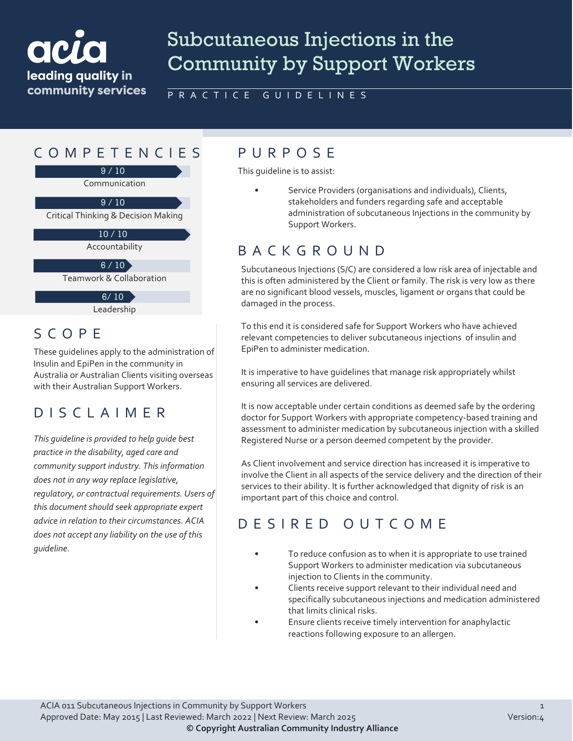# Subcutaneous Injections in the Community by Support Workers

PRACTICE GUIDELINES

## COMPETENCIES

9 / 10
Communication

9 / 10
Critical Thinking & Decision Making

10 / 10
Accountability

6 / 10
Teamwork & Collaboration

6/ 10
Leadership

## SCOPE

These guidelines apply to the administration of Insulin and EpiPen in the community in Australia or Australian Clients visiting overseas with their Australian Support Workers.

## DISCLAIMER

*This guideline is provided to help guide best practice in the disability, aged care and community support industry. This information does not in any way replace legislative, regulatory, or contractual requirements. Users of this document should seek appropriate expert advice in relation to their circumstances. ACIA does not accept any liability on the use of this guideline.*

## PURPOSE

This guideline is to assist:

- Service Providers (organisations and individuals), Clients, stakeholders and funders regarding safe and acceptable administration of subcutaneous Injections in the community by Support Workers.

## BACKGROUND

Subcutaneous Injections (S/C) are considered a low risk area of injectable and this is often administered by the Client or family. The risk is very low as there are no significant blood vessels, muscles, ligament or organs that could be damaged in the process.

To this end it is considered safe for Support Workers who have achieved relevant competencies to deliver subcutaneous injections of insulin and EpiPen to administer medication.

It is imperative to have guidelines that manage risk appropriately whilst ensuring all services are delivered.

It is now acceptable under certain conditions as deemed safe by the ordering doctor for Support Workers with appropriate competency-based training and assessment to administer medication by subcutaneous injection with a skilled Registered Nurse or a person deemed competent by the provider.

As Client involvement and service direction has increased it is imperative to involve the Client in all aspects of the service delivery and the direction of their services to their ability. It is further acknowledged that dignity of risk is an important part of this choice and control.

## DESIRED OUTCOME

- To reduce confusion as to when it is appropriate to use trained Support Workers to administer medication via subcutaneous injection to Clients in the community.
- Clients receive support relevant to their individual need and specifically subcutaneous injections and medication administered that limits clinical risks.
- Ensure clients receive timely intervention for anaphylactic reactions following exposure to an allergen.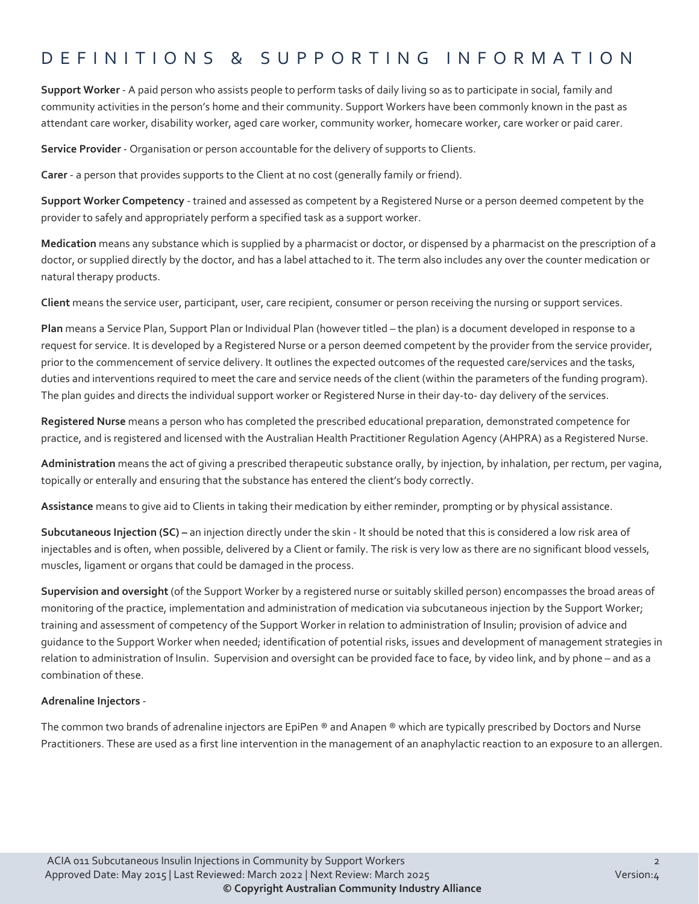# DEFINITIONS & SUPPORTING INFORMATION

**Support Worker** - A paid person who assists people to perform tasks of daily living so as to participate in social, family and community activities in the person's home and their community. Support Workers have been commonly known in the past as attendant care worker, disability worker, aged care worker, community worker, homecare worker, care worker or paid carer.

**Service Provider** - Organisation or person accountable for the delivery of supports to Clients.

**Carer** - a person that provides supports to the Client at no cost (generally family or friend).

**Support Worker Competency** - trained and assessed as competent by a Registered Nurse or a person deemed competent by the provider to safely and appropriately perform a specified task as a support worker.

**Medication** means any substance which is supplied by a pharmacist or doctor, or dispensed by a pharmacist on the prescription of a doctor, or supplied directly by the doctor, and has a label attached to it. The term also includes any over the counter medication or natural therapy products.

**Client** means the service user, participant, user, care recipient, consumer or person receiving the nursing or support services.

**Plan** means a Service Plan, Support Plan or Individual Plan (however titled – the plan) is a document developed in response to a request for service. It is developed by a Registered Nurse or a person deemed competent by the provider from the service provider, prior to the commencement of service delivery. It outlines the expected outcomes of the requested care/services and the tasks, duties and interventions required to meet the care and service needs of the client (within the parameters of the funding program). The plan guides and directs the individual support worker or Registered Nurse in their day-to- day delivery of the services.

**Registered Nurse** means a person who has completed the prescribed educational preparation, demonstrated competence for practice, and is registered and licensed with the Australian Health Practitioner Regulation Agency (AHPRA) as a Registered Nurse.

**Administration** means the act of giving a prescribed therapeutic substance orally, by injection, by inhalation, per rectum, per vagina, topically or enterally and ensuring that the substance has entered the client's body correctly.

**Assistance** means to give aid to Clients in taking their medication by either reminder, prompting or by physical assistance.

**Subcutaneous Injection (SC) –** an injection directly under the skin - It should be noted that this is considered a low risk area of injectables and is often, when possible, delivered by a Client or family. The risk is very low as there are no significant blood vessels, muscles, ligament or organs that could be damaged in the process.

**Supervision and oversight** (of the Support Worker by a registered nurse or suitably skilled person) encompasses the broad areas of monitoring of the practice, implementation and administration of medication via subcutaneous injection by the Support Worker; training and assessment of competency of the Support Worker in relation to administration of Insulin; provision of advice and guidance to the Support Worker when needed; identification of potential risks, issues and development of management strategies in relation to administration of Insulin. Supervision and oversight can be provided face to face, by video link, and by phone – and as a combination of these.

**Adrenaline Injectors** -

The common two brands of adrenaline injectors are EpiPen ® and Anapen ® which are typically prescribed by Doctors and Nurse Practitioners. These are used as a first line intervention in the management of an anaphylactic reaction to an exposure to an allergen.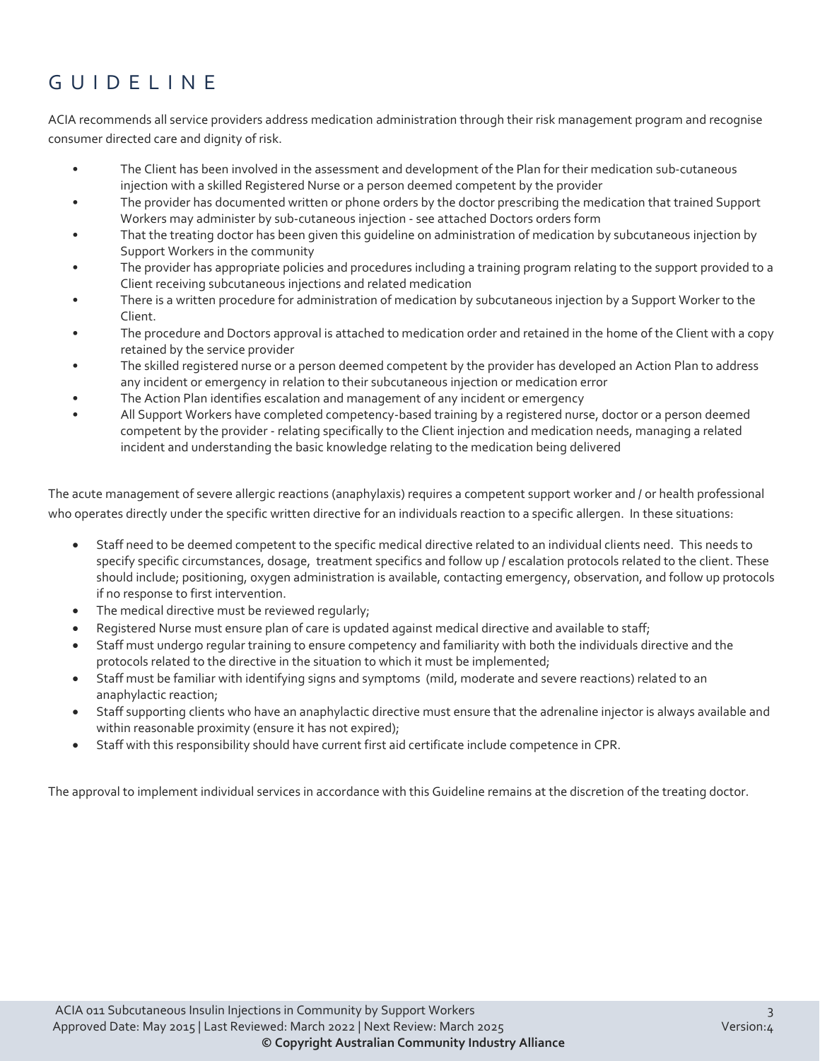# GUIDELINE

ACIA recommends all service providers address medication administration through their risk management program and recognise consumer directed care and dignity of risk.

- The Client has been involved in the assessment and development of the Plan for their medication sub-cutaneous injection with a skilled Registered Nurse or a person deemed competent by the provider
- The provider has documented written or phone orders by the doctor prescribing the medication that trained Support Workers may administer by sub-cutaneous injection - see attached Doctors orders form
- That the treating doctor has been given this guideline on administration of medication by subcutaneous injection by Support Workers in the community
- The provider has appropriate policies and procedures including a training program relating to the support provided to a Client receiving subcutaneous injections and related medication
- There is a written procedure for administration of medication by subcutaneous injection by a Support Worker to the Client.
- The procedure and Doctors approval is attached to medication order and retained in the home of the Client with a copy retained by the service provider
- The skilled registered nurse or a person deemed competent by the provider has developed an Action Plan to address any incident or emergency in relation to their subcutaneous injection or medication error
- The Action Plan identifies escalation and management of any incident or emergency
- All Support Workers have completed competency-based training by a registered nurse, doctor or a person deemed competent by the provider - relating specifically to the Client injection and medication needs, managing a related incident and understanding the basic knowledge relating to the medication being delivered

The acute management of severe allergic reactions (anaphylaxis) requires a competent support worker and / or health professional who operates directly under the specific written directive for an individuals reaction to a specific allergen. In these situations:

- Staff need to be deemed competent to the specific medical directive related to an individual clients need. This needs to specify specific circumstances, dosage, treatment specifics and follow up / escalation protocols related to the client. These should include; positioning, oxygen administration is available, contacting emergency, observation, and follow up protocols if no response to first intervention.
- The medical directive must be reviewed regularly;
- Registered Nurse must ensure plan of care is updated against medical directive and available to staff;
- Staff must undergo regular training to ensure competency and familiarity with both the individuals directive and the protocols related to the directive in the situation to which it must be implemented;
- Staff must be familiar with identifying signs and symptoms (mild, moderate and severe reactions) related to an anaphylactic reaction;
- Staff supporting clients who have an anaphylactic directive must ensure that the adrenaline injector is always available and within reasonable proximity (ensure it has not expired);
- Staff with this responsibility should have current first aid certificate include competence in CPR.

The approval to implement individual services in accordance with this Guideline remains at the discretion of the treating doctor.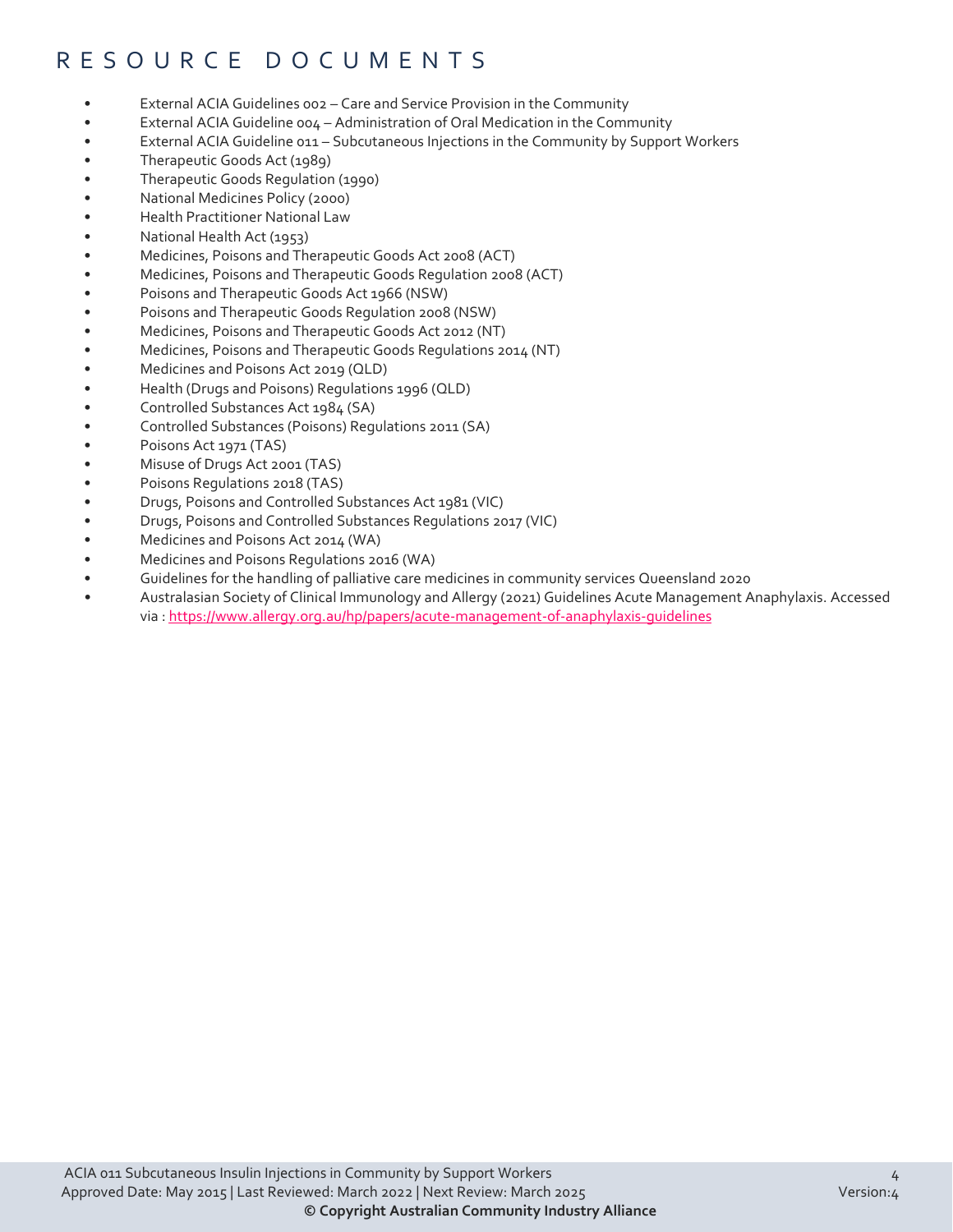# RESOURCE DOCUMENTS

- External ACIA Guidelines 002 – Care and Service Provision in the Community
- External ACIA Guideline 004 – Administration of Oral Medication in the Community
- External ACIA Guideline 011 – Subcutaneous Injections in the Community by Support Workers
- Therapeutic Goods Act (1989)
- Therapeutic Goods Regulation (1990)
- National Medicines Policy (2000)
- Health Practitioner National Law
- National Health Act (1953)
- Medicines, Poisons and Therapeutic Goods Act 2008 (ACT)
- Medicines, Poisons and Therapeutic Goods Regulation 2008 (ACT)
- Poisons and Therapeutic Goods Act 1966 (NSW)
- Poisons and Therapeutic Goods Regulation 2008 (NSW)
- Medicines, Poisons and Therapeutic Goods Act 2012 (NT)
- Medicines, Poisons and Therapeutic Goods Regulations 2014 (NT)
- Medicines and Poisons Act 2019 (QLD)
- Health (Drugs and Poisons) Regulations 1996 (QLD)
- Controlled Substances Act 1984 (SA)
- Controlled Substances (Poisons) Regulations 2011 (SA)
- Poisons Act 1971 (TAS)
- Misuse of Drugs Act 2001 (TAS)
- Poisons Regulations 2018 (TAS)
- Drugs, Poisons and Controlled Substances Act 1981 (VIC)
- Drugs, Poisons and Controlled Substances Regulations 2017 (VIC)
- Medicines and Poisons Act 2014 (WA)
- Medicines and Poisons Regulations 2016 (WA)
- Guidelines for the handling of palliative care medicines in community services Queensland 2020
- Australasian Society of Clinical Immunology and Allergy (2021) Guidelines Acute Management Anaphylaxis. Accessed via : https://www.allergy.org.au/hp/papers/acute-management-of-anaphylaxis-guidelines